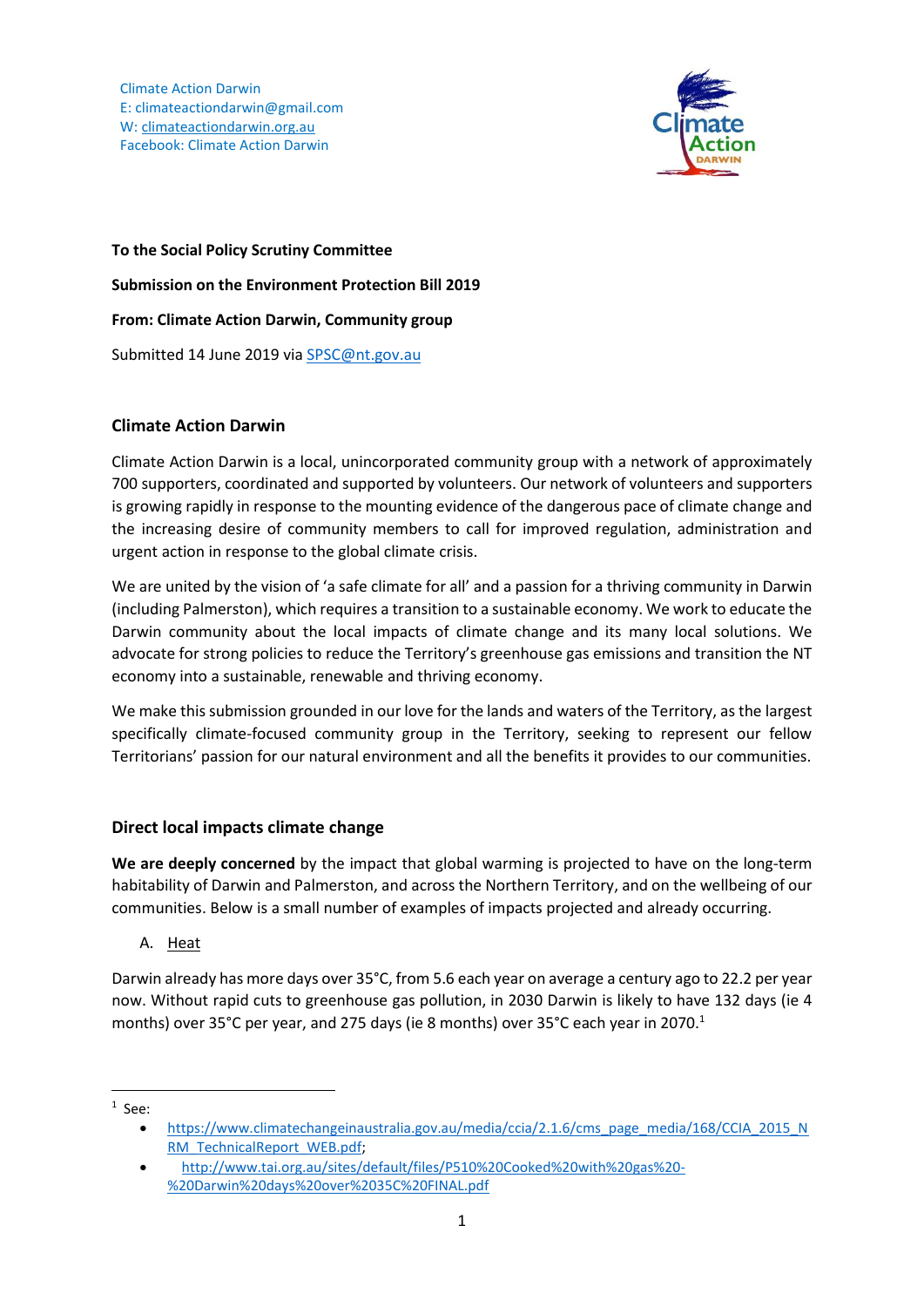Climate Action Darwin
E: climateactiondarwin@gmail.com
W: climateactiondarwin.org.au
Facebook: Climate Action Darwin

**To the Social Policy Scrutiny Committee**

**Submission on the Environment Protection Bill 2019**

**From: Climate Action Darwin, Community group**

Submitted 14 June 2019 via SPSC@nt.gov.au

## Climate Action Darwin

Climate Action Darwin is a local, unincorporated community group with a network of approximately 700 supporters, coordinated and supported by volunteers. Our network of volunteers and supporters is growing rapidly in response to the mounting evidence of the dangerous pace of climate change and the increasing desire of community members to call for improved regulation, administration and urgent action in response to the global climate crisis.

We are united by the vision of 'a safe climate for all' and a passion for a thriving community in Darwin (including Palmerston), which requires a transition to a sustainable economy. We work to educate the Darwin community about the local impacts of climate change and its many local solutions. We advocate for strong policies to reduce the Territory's greenhouse gas emissions and transition the NT economy into a sustainable, renewable and thriving economy.

We make this submission grounded in our love for the lands and waters of the Territory, as the largest specifically climate-focused community group in the Territory, seeking to represent our fellow Territorians' passion for our natural environment and all the benefits it provides to our communities.

## Direct local impacts climate change

**We are deeply concerned** by the impact that global warming is projected to have on the long-term habitability of Darwin and Palmerston, and across the Northern Territory, and on the wellbeing of our communities. Below is a small number of examples of impacts projected and already occurring.

A. Heat

Darwin already has more days over 35°C, from 5.6 each year on average a century ago to 22.2 per year now. Without rapid cuts to greenhouse gas pollution, in 2030 Darwin is likely to have 132 days (ie 4 months) over 35°C per year, and 275 days (ie 8 months) over 35°C each year in 2070.[1]

---

[1] See:

- https://www.climatechangeinaustralia.gov.au/media/ccia/2.1.6/cms_page_media/168/CCIA_2015_NRM_TechnicalReport_WEB.pdf;
- http://www.tai.org.au/sites/default/files/P510%20Cooked%20with%20gas%20-%20Darwin%20days%20over%2035C%20FINAL.pdf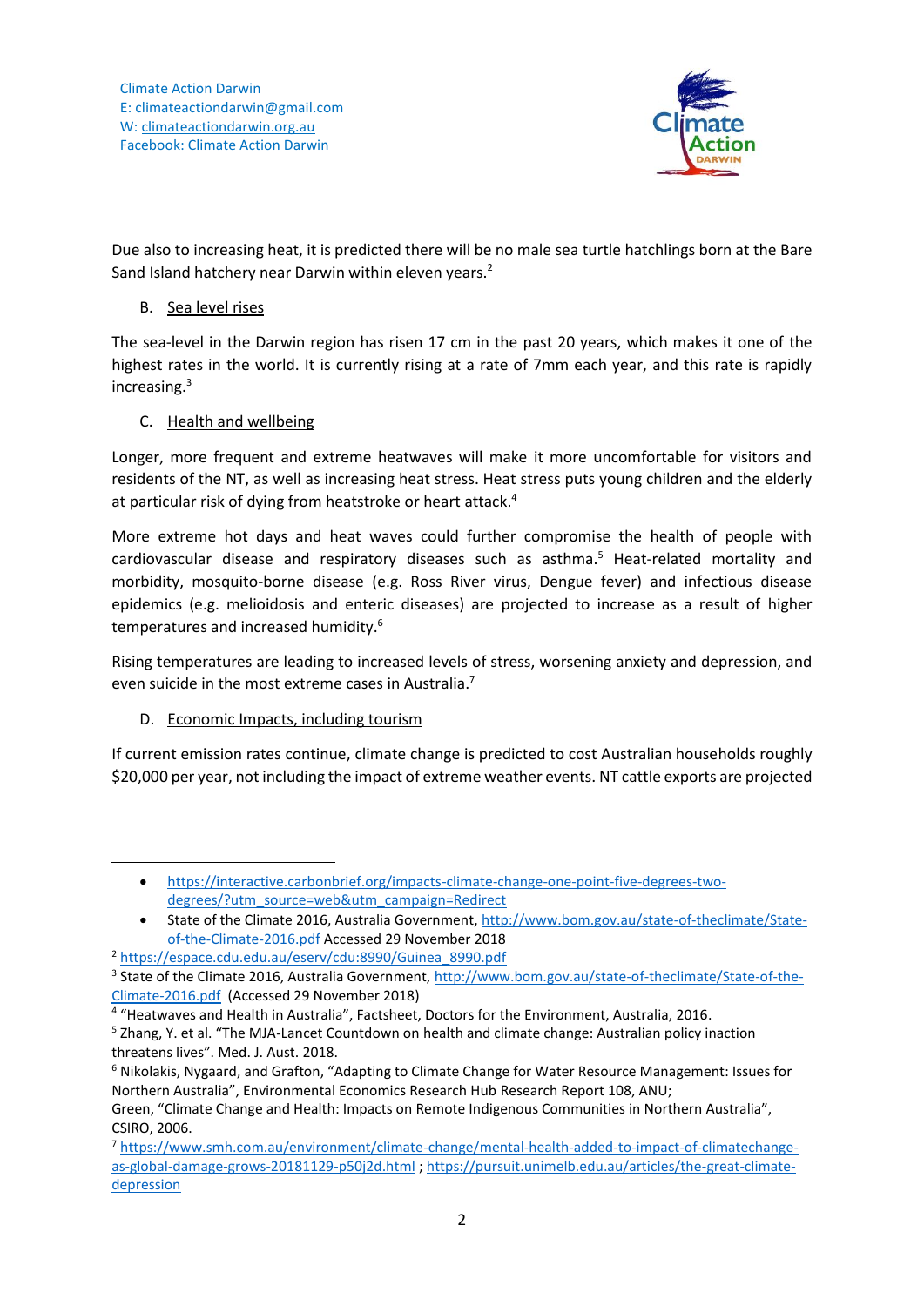Due also to increasing heat, it is predicted there will be no male sea turtle hatchlings born at the Bare Sand Island hatchery near Darwin within eleven years.[2]

B. Sea level rises

The sea-level in the Darwin region has risen 17 cm in the past 20 years, which makes it one of the highest rates in the world. It is currently rising at a rate of 7mm each year, and this rate is rapidly increasing.[3]

C. Health and wellbeing

Longer, more frequent and extreme heatwaves will make it more uncomfortable for visitors and residents of the NT, as well as increasing heat stress. Heat stress puts young children and the elderly at particular risk of dying from heatstroke or heart attack.[4]

More extreme hot days and heat waves could further compromise the health of people with cardiovascular disease and respiratory diseases such as asthma.[5] Heat-related mortality and morbidity, mosquito-borne disease (e.g. Ross River virus, Dengue fever) and infectious disease epidemics (e.g. melioidosis and enteric diseases) are projected to increase as a result of higher temperatures and increased humidity.[6]

Rising temperatures are leading to increased levels of stress, worsening anxiety and depression, and even suicide in the most extreme cases in Australia.[7]

D. Economic Impacts, including tourism

If current emission rates continue, climate change is predicted to cost Australian households roughly $20,000 per year, not including the impact of extreme weather events. NT cattle exports are projected

---

- https://interactive.carbonbrief.org/impacts-climate-change-one-point-five-degrees-two-degrees/?utm_source=web&utm_campaign=Redirect
- State of the Climate 2016, Australia Government, http://www.bom.gov.au/state-of-theclimate/State-of-the-Climate-2016.pdf Accessed 29 November 2018

[2] https://espace.cdu.edu.au/eserv/cdu:8990/Guinea_8990.pdf

[3] State of the Climate 2016, Australia Government, http://www.bom.gov.au/state-of-theclimate/State-of-the-Climate-2016.pdf (Accessed 29 November 2018)

[4] "Heatwaves and Health in Australia", Factsheet, Doctors for the Environment, Australia, 2016.

[5] Zhang, Y. et al. "The MJA-Lancet Countdown on health and climate change: Australian policy inaction threatens lives". Med. J. Aust. 2018.

[6] Nikolakis, Nygaard, and Grafton, "Adapting to Climate Change for Water Resource Management: Issues for Northern Australia", Environmental Economics Research Hub Research Report 108, ANU;
Green, "Climate Change and Health: Impacts on Remote Indigenous Communities in Northern Australia", CSIRO, 2006.

[7] https://www.smh.com.au/environment/climate-change/mental-health-added-to-impact-of-climatechange-as-global-damage-grows-20181129-p50j2d.html ; https://pursuit.unimelb.edu.au/articles/the-great-climate-depression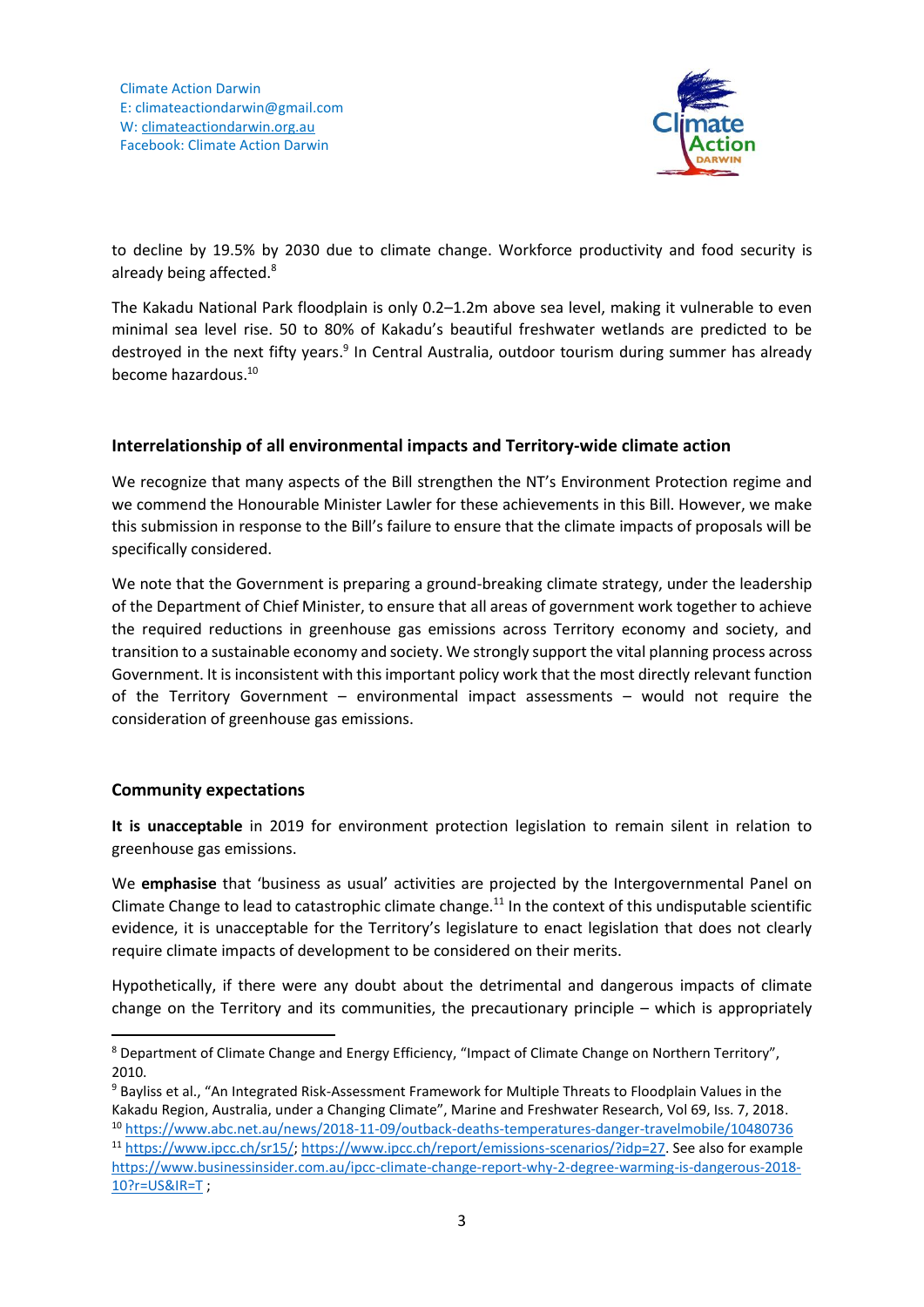to decline by 19.5% by 2030 due to climate change. Workforce productivity and food security is already being affected.[8]

The Kakadu National Park floodplain is only 0.2–1.2m above sea level, making it vulnerable to even minimal sea level rise. 50 to 80% of Kakadu's beautiful freshwater wetlands are predicted to be destroyed in the next fifty years.[9] In Central Australia, outdoor tourism during summer has already become hazardous.[10]

## Interrelationship of all environmental impacts and Territory-wide climate action

We recognize that many aspects of the Bill strengthen the NT's Environment Protection regime and we commend the Honourable Minister Lawler for these achievements in this Bill. However, we make this submission in response to the Bill's failure to ensure that the climate impacts of proposals will be specifically considered.

We note that the Government is preparing a ground-breaking climate strategy, under the leadership of the Department of Chief Minister, to ensure that all areas of government work together to achieve the required reductions in greenhouse gas emissions across Territory economy and society, and transition to a sustainable economy and society. We strongly support the vital planning process across Government. It is inconsistent with this important policy work that the most directly relevant function of the Territory Government – environmental impact assessments – would not require the consideration of greenhouse gas emissions.

## Community expectations

**It is unacceptable** in 2019 for environment protection legislation to remain silent in relation to greenhouse gas emissions.

We **emphasise** that 'business as usual' activities are projected by the Intergovernmental Panel on Climate Change to lead to catastrophic climate change.[11] In the context of this undisputable scientific evidence, it is unacceptable for the Territory's legislature to enact legislation that does not clearly require climate impacts of development to be considered on their merits.

Hypothetically, if there were any doubt about the detrimental and dangerous impacts of climate change on the Territory and its communities, the precautionary principle – which is appropriately

---

[8] Department of Climate Change and Energy Efficiency, "Impact of Climate Change on Northern Territory", 2010.

[9] Bayliss et al., "An Integrated Risk-Assessment Framework for Multiple Threats to Floodplain Values in the Kakadu Region, Australia, under a Changing Climate", Marine and Freshwater Research, Vol 69, Iss. 7, 2018.

[10] https://www.abc.net.au/news/2018-11-09/outback-deaths-temperatures-danger-travelmobile/10480736

[11] https://www.ipcc.ch/sr15/; https://www.ipcc.ch/report/emissions-scenarios/?idp=27. See also for example https://www.businessinsider.com.au/ipcc-climate-change-report-why-2-degree-warming-is-dangerous-2018-10?r=US&IR=T ;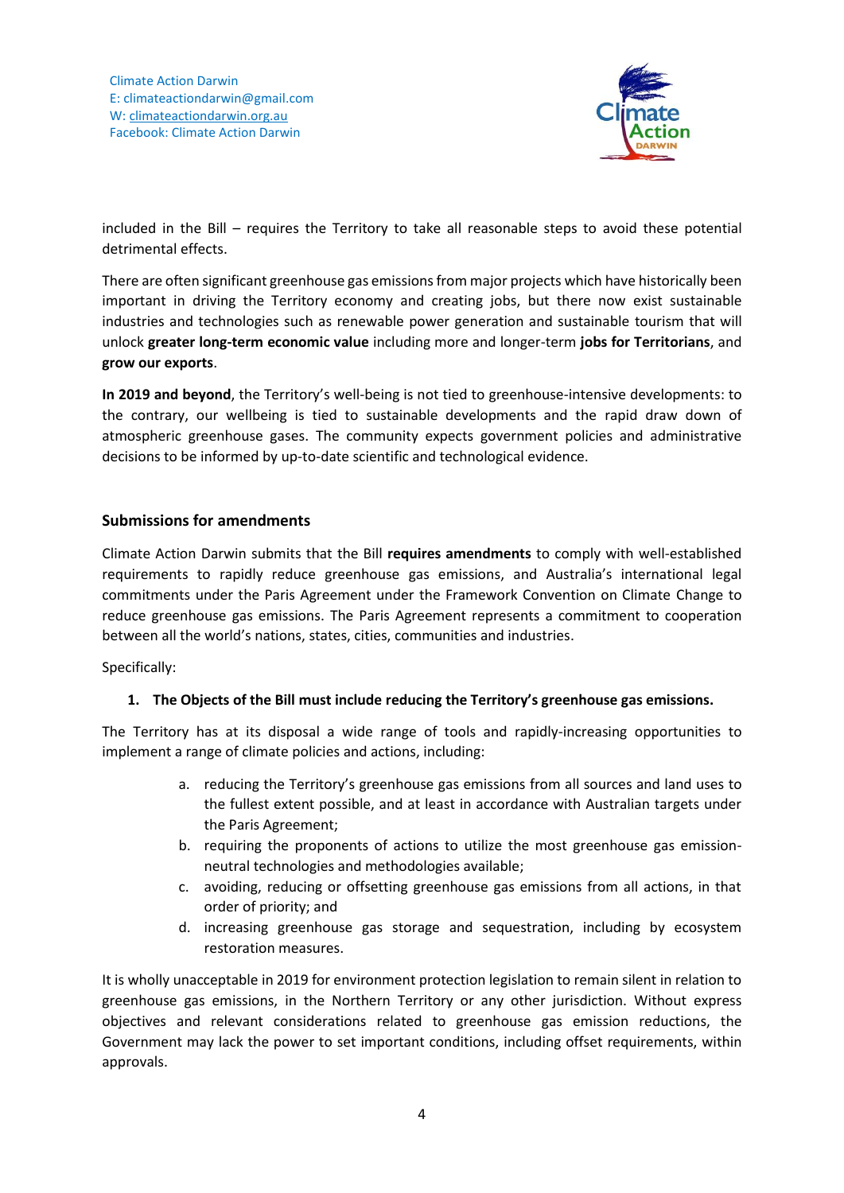included in the Bill – requires the Territory to take all reasonable steps to avoid these potential detrimental effects.

There are often significant greenhouse gas emissions from major projects which have historically been important in driving the Territory economy and creating jobs, but there now exist sustainable industries and technologies such as renewable power generation and sustainable tourism that will unlock **greater long-term economic value** including more and longer-term **jobs for Territorians**, and **grow our exports**.

**In 2019 and beyond**, the Territory's well-being is not tied to greenhouse-intensive developments: to the contrary, our wellbeing is tied to sustainable developments and the rapid draw down of atmospheric greenhouse gases. The community expects government policies and administrative decisions to be informed by up-to-date scientific and technological evidence.

## Submissions for amendments

Climate Action Darwin submits that the Bill **requires amendments** to comply with well-established requirements to rapidly reduce greenhouse gas emissions, and Australia's international legal commitments under the Paris Agreement under the Framework Convention on Climate Change to reduce greenhouse gas emissions. The Paris Agreement represents a commitment to cooperation between all the world's nations, states, cities, communities and industries.

Specifically:

1. **The Objects of the Bill must include reducing the Territory's greenhouse gas emissions.**

The Territory has at its disposal a wide range of tools and rapidly-increasing opportunities to implement a range of climate policies and actions, including:

a. reducing the Territory's greenhouse gas emissions from all sources and land uses to the fullest extent possible, and at least in accordance with Australian targets under the Paris Agreement;
b. requiring the proponents of actions to utilize the most greenhouse gas emission-neutral technologies and methodologies available;
c. avoiding, reducing or offsetting greenhouse gas emissions from all actions, in that order of priority; and
d. increasing greenhouse gas storage and sequestration, including by ecosystem restoration measures.

It is wholly unacceptable in 2019 for environment protection legislation to remain silent in relation to greenhouse gas emissions, in the Northern Territory or any other jurisdiction. Without express objectives and relevant considerations related to greenhouse gas emission reductions, the Government may lack the power to set important conditions, including offset requirements, within approvals.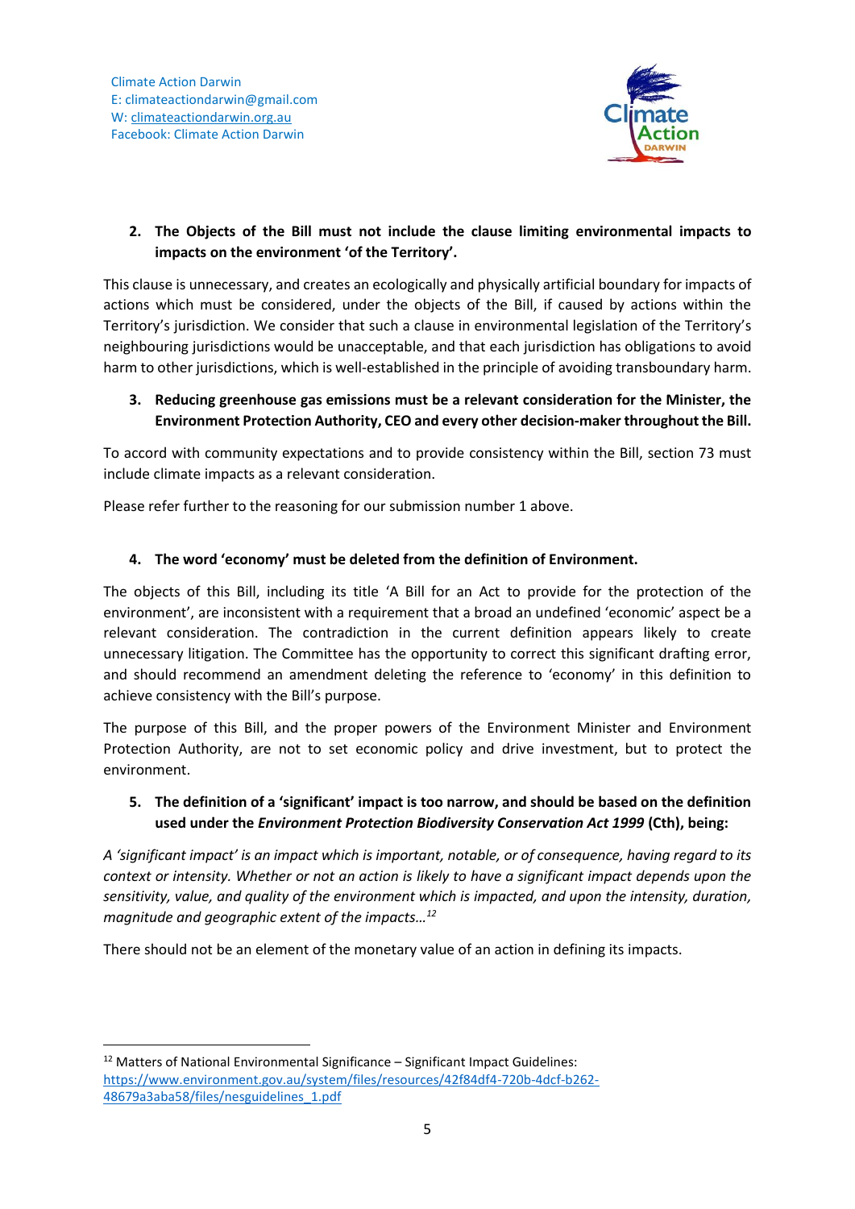Climate Action Darwin
E: climateactiondarwin@gmail.com
W: climateactiondarwin.org.au
Facebook: Climate Action Darwin

**2. The Objects of the Bill must not include the clause limiting environmental impacts to impacts on the environment 'of the Territory'.**

This clause is unnecessary, and creates an ecologically and physically artificial boundary for impacts of actions which must be considered, under the objects of the Bill, if caused by actions within the Territory's jurisdiction. We consider that such a clause in environmental legislation of the Territory's neighbouring jurisdictions would be unacceptable, and that each jurisdiction has obligations to avoid harm to other jurisdictions, which is well-established in the principle of avoiding transboundary harm.

**3. Reducing greenhouse gas emissions must be a relevant consideration for the Minister, the Environment Protection Authority, CEO and every other decision-maker throughout the Bill.**

To accord with community expectations and to provide consistency within the Bill, section 73 must include climate impacts as a relevant consideration.

Please refer further to the reasoning for our submission number 1 above.

**4. The word 'economy' must be deleted from the definition of Environment.**

The objects of this Bill, including its title 'A Bill for an Act to provide for the protection of the environment', are inconsistent with a requirement that a broad an undefined 'economic' aspect be a relevant consideration. The contradiction in the current definition appears likely to create unnecessary litigation. The Committee has the opportunity to correct this significant drafting error, and should recommend an amendment deleting the reference to 'economy' in this definition to achieve consistency with the Bill's purpose.

The purpose of this Bill, and the proper powers of the Environment Minister and Environment Protection Authority, are not to set economic policy and drive investment, but to protect the environment.

**5. The definition of a 'significant' impact is too narrow, and should be based on the definition used under the *Environment Protection Biodiversity Conservation Act 1999* (Cth), being:**

*A 'significant impact' is an impact which is important, notable, or of consequence, having regard to its context or intensity. Whether or not an action is likely to have a significant impact depends upon the sensitivity, value, and quality of the environment which is impacted, and upon the intensity, duration, magnitude and geographic extent of the impacts…*[12]

There should not be an element of the monetary value of an action in defining its impacts.

---

[12] Matters of National Environmental Significance – Significant Impact Guidelines: https://www.environment.gov.au/system/files/resources/42f84df4-720b-4dcf-b262-48679a3aba58/files/nesguidelines_1.pdf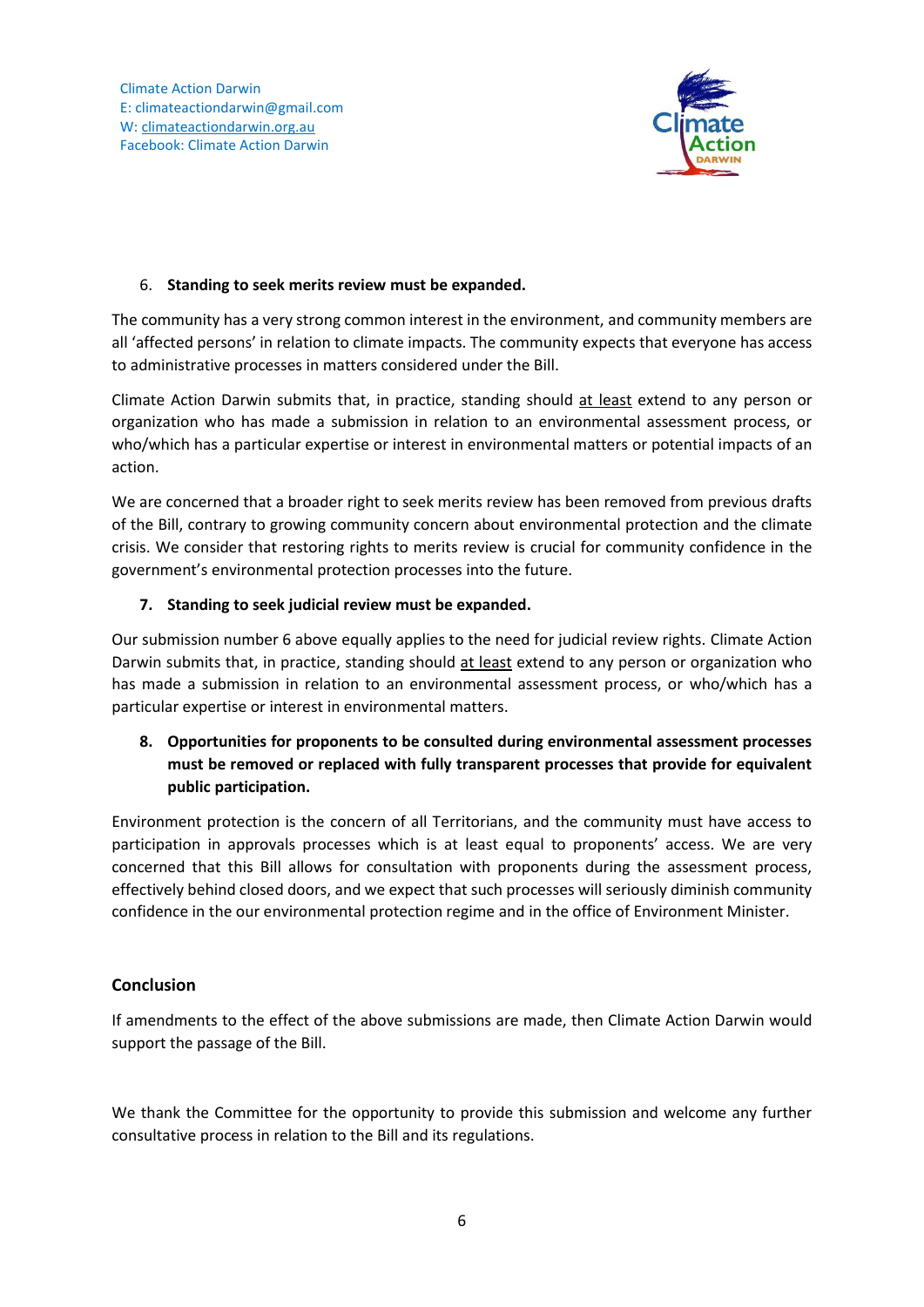Climate Action Darwin
E: climateactiondarwin@gmail.com
W: climateactiondarwin.org.au
Facebook: Climate Action Darwin

6. **Standing to seek merits review must be expanded.**

The community has a very strong common interest in the environment, and community members are all 'affected persons' in relation to climate impacts. The community expects that everyone has access to administrative processes in matters considered under the Bill.

Climate Action Darwin submits that, in practice, standing should at least extend to any person or organization who has made a submission in relation to an environmental assessment process, or who/which has a particular expertise or interest in environmental matters or potential impacts of an action.

We are concerned that a broader right to seek merits review has been removed from previous drafts of the Bill, contrary to growing community concern about environmental protection and the climate crisis. We consider that restoring rights to merits review is crucial for community confidence in the government's environmental protection processes into the future.

7. **Standing to seek judicial review must be expanded.**

Our submission number 6 above equally applies to the need for judicial review rights. Climate Action Darwin submits that, in practice, standing should at least extend to any person or organization who has made a submission in relation to an environmental assessment process, or who/which has a particular expertise or interest in environmental matters.

8. **Opportunities for proponents to be consulted during environmental assessment processes must be removed or replaced with fully transparent processes that provide for equivalent public participation.**

Environment protection is the concern of all Territorians, and the community must have access to participation in approvals processes which is at least equal to proponents' access. We are very concerned that this Bill allows for consultation with proponents during the assessment process, effectively behind closed doors, and we expect that such processes will seriously diminish community confidence in the our environmental protection regime and in the office of Environment Minister.

## Conclusion

If amendments to the effect of the above submissions are made, then Climate Action Darwin would support the passage of the Bill.

We thank the Committee for the opportunity to provide this submission and welcome any further consultative process in relation to the Bill and its regulations.